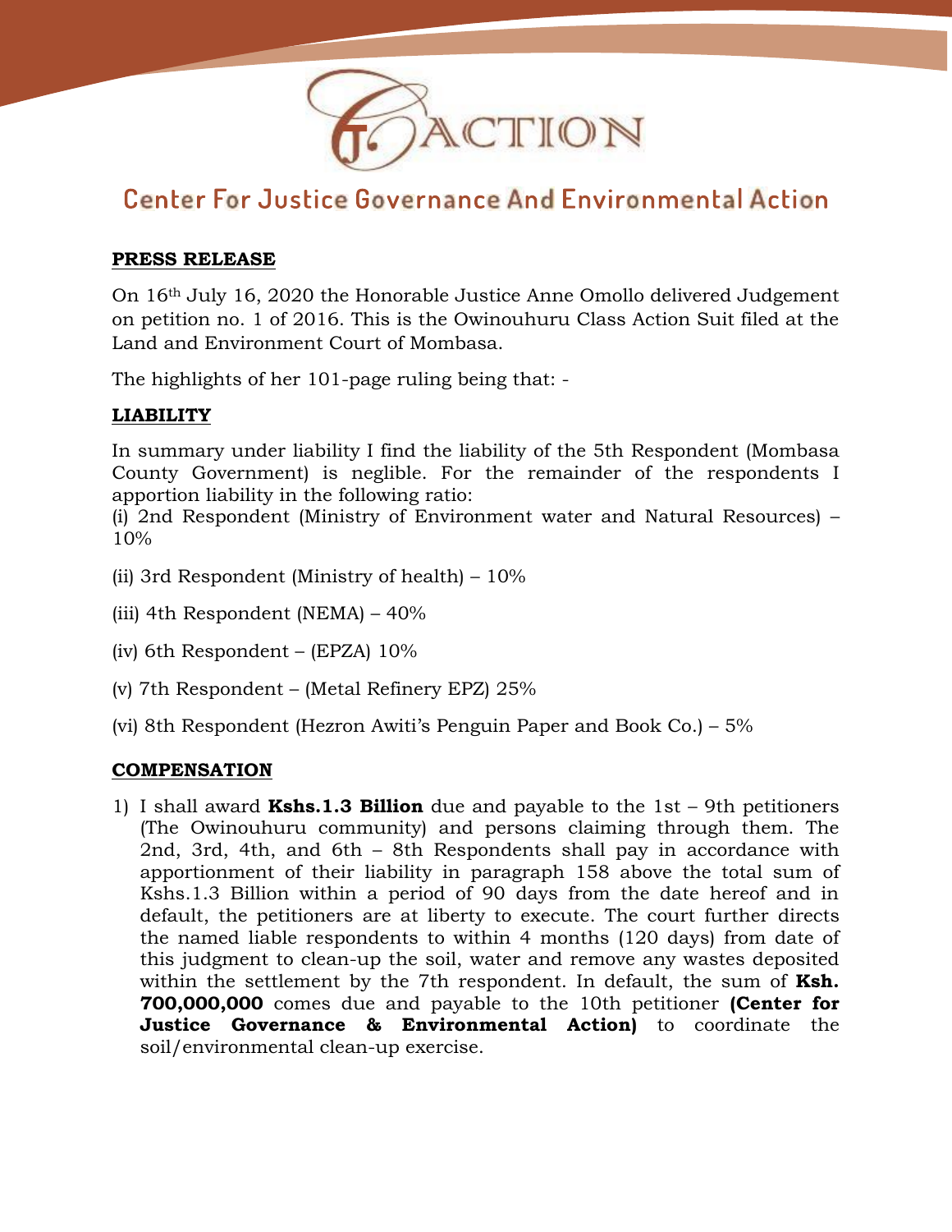# Center For Justice Governance And Environmental Action

**PRESS RELEASE**

On 16th July 16, 2020 the Honorable Justice Anne Omollo delivered Judgement on petition no. 1 of 2016. This is the Owinouhuru Class Action Suit filed at the Land and Environment Court of Mombasa.

The highlights of her 101-page ruling being that: -

**LIABILITY**

In summary under liability I find the liability of the 5th Respondent (Mombasa County Government) is neglible. For the remainder of the respondents I apportion liability in the following ratio:

(i) 2nd Respondent (Ministry of Environment water and Natural Resources) – 10%

(ii) 3rd Respondent (Ministry of health) – 10%

(iii) 4th Respondent (NEMA) – 40%

(iv) 6th Respondent – (EPZA) 10%

(v) 7th Respondent – (Metal Refinery EPZ) 25%

(vi) 8th Respondent (Hezron Awiti's Penguin Paper and Book Co.) – 5%

**COMPENSATION**

1) I shall award **Kshs.1.3 Billion** due and payable to the 1st – 9th petitioners (The Owinouhuru community) and persons claiming through them. The 2nd, 3rd, 4th, and 6th – 8th Respondents shall pay in accordance with apportionment of their liability in paragraph 158 above the total sum of Kshs.1.3 Billion within a period of 90 days from the date hereof and in default, the petitioners are at liberty to execute. The court further directs the named liable respondents to within 4 months (120 days) from date of this judgment to clean-up the soil, water and remove any wastes deposited within the settlement by the 7th respondent. In default, the sum of **Ksh. 700,000,000** comes due and payable to the 10th petitioner **(Center for Justice Governance & Environmental Action)** to coordinate the soil/environmental clean-up exercise.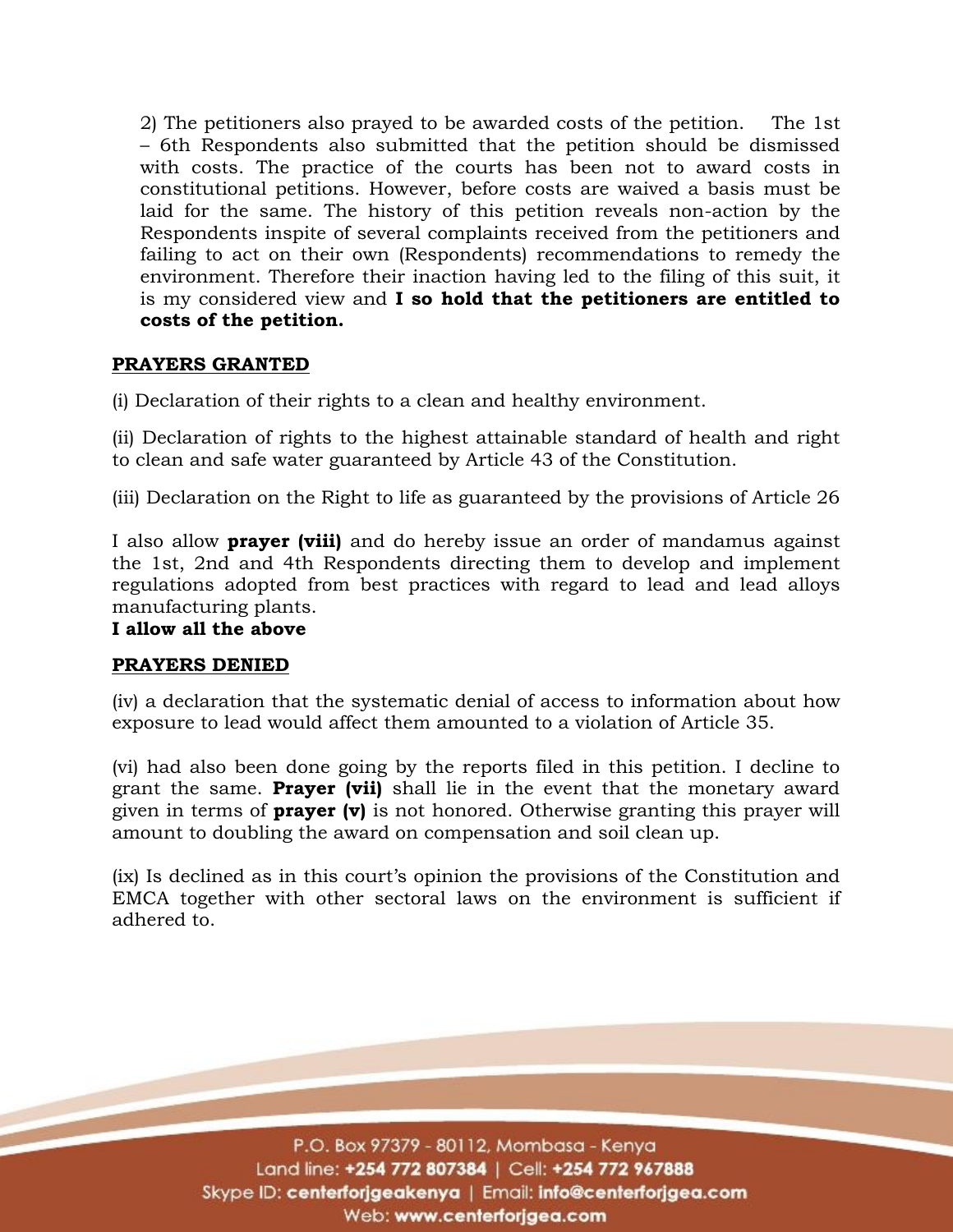2) The petitioners also prayed to be awarded costs of the petition. The 1st – 6th Respondents also submitted that the petition should be dismissed with costs. The practice of the courts has been not to award costs in constitutional petitions. However, before costs are waived a basis must be laid for the same. The history of this petition reveals non-action by the Respondents inspite of several complaints received from the petitioners and failing to act on their own (Respondents) recommendations to remedy the environment. Therefore their inaction having led to the filing of this suit, it is my considered view and **I so hold that the petitioners are entitled to costs of the petition.**

**PRAYERS GRANTED**

(i) Declaration of their rights to a clean and healthy environment.

(ii) Declaration of rights to the highest attainable standard of health and right to clean and safe water guaranteed by Article 43 of the Constitution.

(iii) Declaration on the Right to life as guaranteed by the provisions of Article 26

I also allow **prayer (viii)** and do hereby issue an order of mandamus against the 1st, 2nd and 4th Respondents directing them to develop and implement regulations adopted from best practices with regard to lead and lead alloys manufacturing plants.

**I allow all the above**

**PRAYERS DENIED**

(iv) a declaration that the systematic denial of access to information about how exposure to lead would affect them amounted to a violation of Article 35.

(vi) had also been done going by the reports filed in this petition. I decline to grant the same. **Prayer (vii)** shall lie in the event that the monetary award given in terms of **prayer (v)** is not honored. Otherwise granting this prayer will amount to doubling the award on compensation and soil clean up.

(ix) Is declined as in this court's opinion the provisions of the Constitution and EMCA together with other sectoral laws on the environment is sufficient if adhered to.